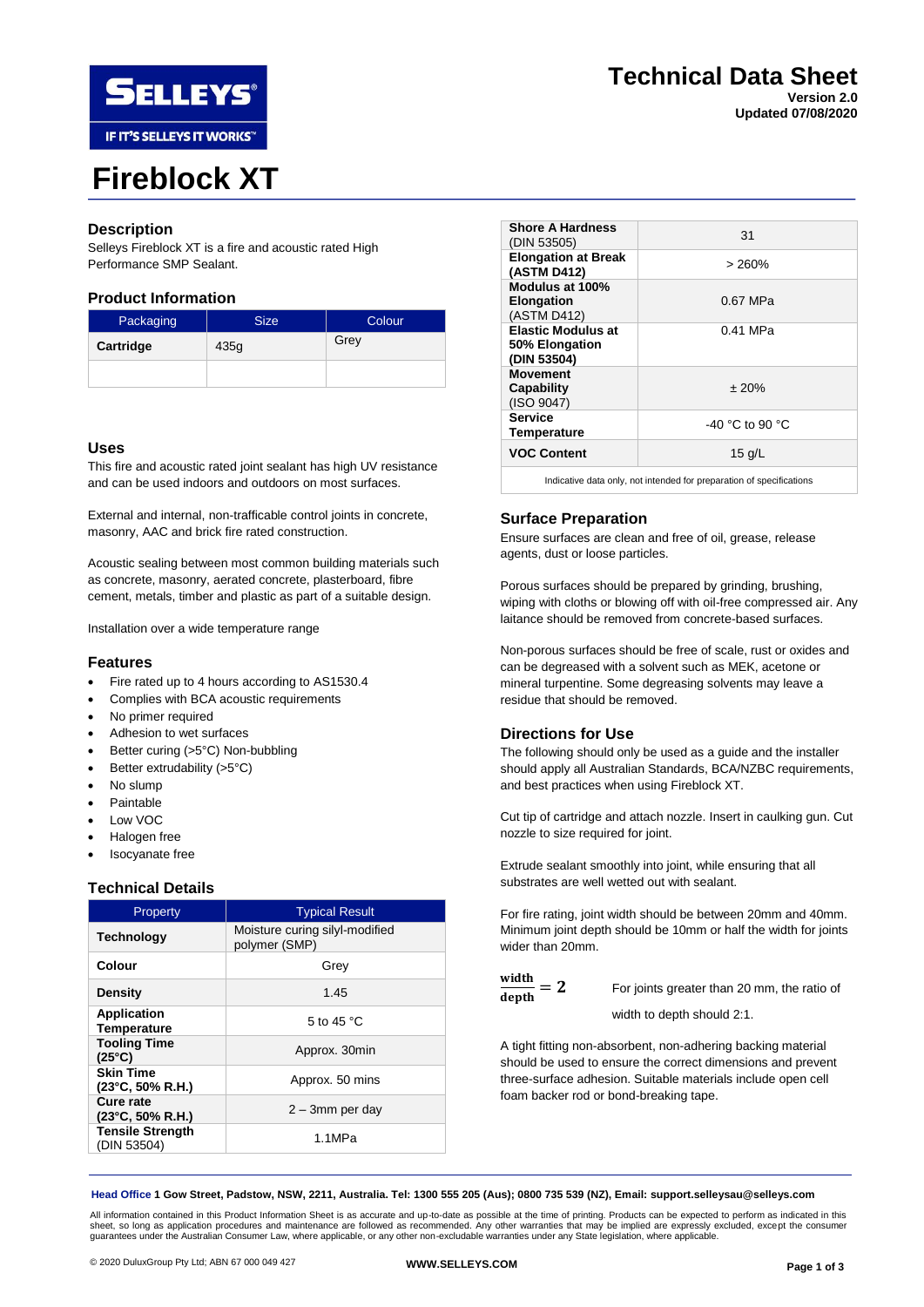# Technical Data Sheet

**Version 2.0**
**Updated 07/08/2020**

# Fireblock XT

## Description

Selleys Fireblock XT is a fire and acoustic rated High Performance SMP Sealant.

## Product Information

| Packaging | Size | Colour |
|---|---|---|
| **Cartridge** | 435g | Grey |
| | | |

## Uses

This fire and acoustic rated joint sealant has high UV resistance and can be used indoors and outdoors on most surfaces.

External and internal, non-trafficable control joints in concrete, masonry, AAC and brick fire rated construction.

Acoustic sealing between most common building materials such as concrete, masonry, aerated concrete, plasterboard, fibre cement, metals, timber and plastic as part of a suitable design.

Installation over a wide temperature range

## Features

- Fire rated up to 4 hours according to AS1530.4
- Complies with BCA acoustic requirements
- No primer required
- Adhesion to wet surfaces
- Better curing (>5°C) Non-bubbling
- Better extrudability (>5°C)
- No slump
- Paintable
- Low VOC
- Halogen free
- Isocyanate free

## Technical Details

| Property | Typical Result |
|---|---|
| **Technology** | Moisture curing silyl-modified polymer (SMP) |
| **Colour** | Grey |
| **Density** | 1.45 |
| **Application Temperature** | 5 to 45 °C |
| **Tooling Time (25°C)** | Approx. 30min |
| **Skin Time (23°C, 50% R.H.)** | Approx. 50 mins |
| **Cure rate (23°C, 50% R.H.)** | 2 – 3mm per day |
| **Tensile Strength** (DIN 53504) | 1.1MPa |
| **Shore A Hardness** (DIN 53505) | 31 |
| **Elongation at Break (ASTM D412)** | > 260% |
| **Modulus at 100% Elongation** (ASTM D412) | 0.67 MPa |
| **Elastic Modulus at 50% Elongation (DIN 53504)** | 0.41 MPa |
| **Movement Capability** (ISO 9047) | ± 20% |
| **Service Temperature** | -40 °C to 90 °C |
| **VOC Content** | 15 g/L |

Indicative data only, not intended for preparation of specifications

## Surface Preparation

Ensure surfaces are clean and free of oil, grease, release agents, dust or loose particles.

Porous surfaces should be prepared by grinding, brushing, wiping with cloths or blowing off with oil-free compressed air. Any laitance should be removed from concrete-based surfaces.

Non-porous surfaces should be free of scale, rust or oxides and can be degreased with a solvent such as MEK, acetone or mineral turpentine. Some degreasing solvents may leave a residue that should be removed.

## Directions for Use

The following should only be used as a guide and the installer should apply all Australian Standards, BCA/NZBC requirements, and best practices when using Fireblock XT.

Cut tip of cartridge and attach nozzle. Insert in caulking gun. Cut nozzle to size required for joint.

Extrude sealant smoothly into joint, while ensuring that all substrates are well wetted out with sealant.

For fire rating, joint width should be between 20mm and 40mm. Minimum joint depth should be 10mm or half the width for joints wider than 20mm.

$$\frac{\text{width}}{\text{depth}} = 2$$

For joints greater than 20 mm, the ratio of width to depth should 2:1.

A tight fitting non-absorbent, non-adhering backing material should be used to ensure the correct dimensions and prevent three-surface adhesion. Suitable materials include open cell foam backer rod or bond-breaking tape.

**Head Office** 1 Gow Street, Padstow, NSW, 2211, Australia. Tel: 1300 555 205 (Aus); 0800 735 539 (NZ), Email: support.selleysau@selleys.com

All information contained in this Product Information Sheet is as accurate and up-to-date as possible at the time of printing. Products can be expected to perform as indicated in this sheet, so long as application procedures and maintenance are followed as recommended. Any other warranties that may be implied are expressly excluded, except the consumer guarantees under the Australian Consumer Law, where applicable, or any other non-excludable warranties under any State legislation, where applicable.

© 2020 DuluxGroup Pty Ltd; ABN 67 000 049 427 WWW.SELLEYS.COM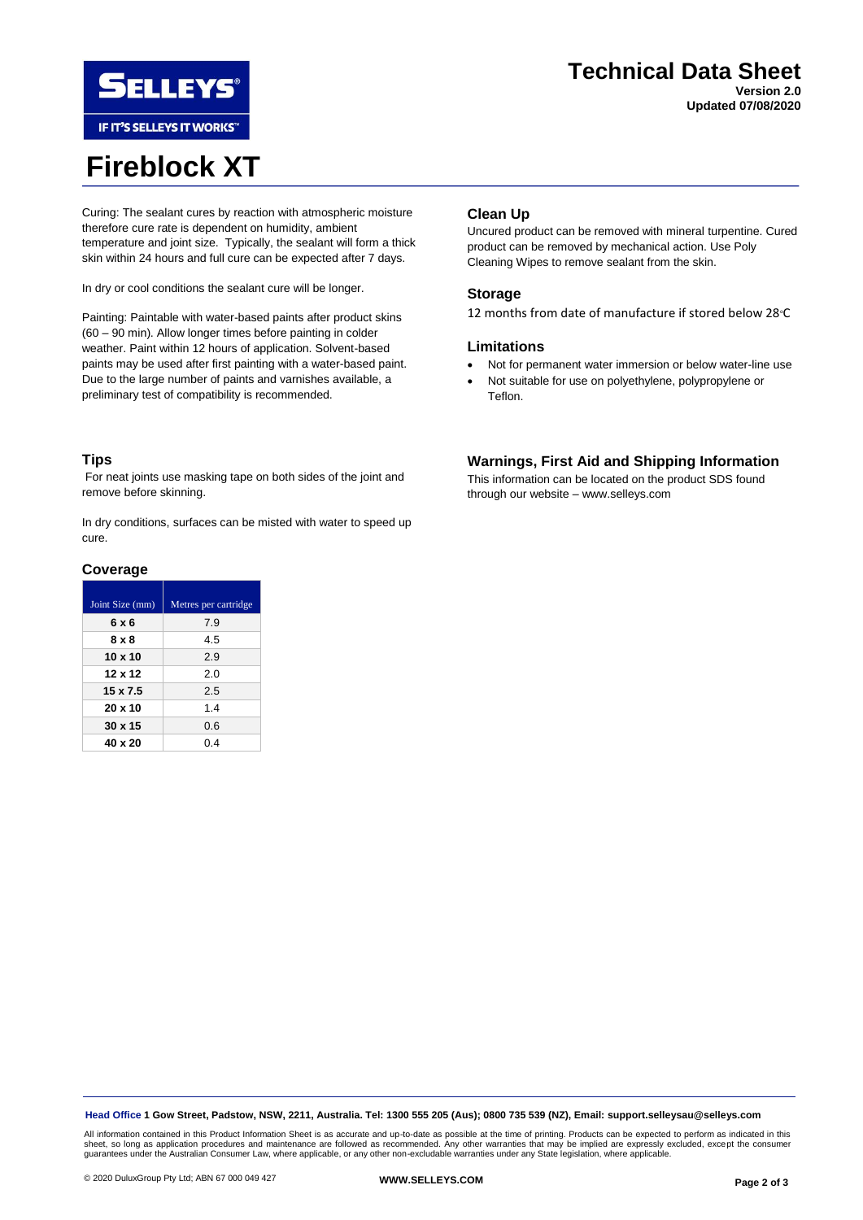# Fireblock XT

Curing: The sealant cures by reaction with atmospheric moisture therefore cure rate is dependent on humidity, ambient temperature and joint size. Typically, the sealant will form a thick skin within 24 hours and full cure can be expected after 7 days.

In dry or cool conditions the sealant cure will be longer.

Painting: Paintable with water-based paints after product skins (60 – 90 min). Allow longer times before painting in colder weather. Paint within 12 hours of application. Solvent-based paints may be used after first painting with a water-based paint. Due to the large number of paints and varnishes available, a preliminary test of compatibility is recommended.

## Tips

For neat joints use masking tape on both sides of the joint and remove before skinning.

In dry conditions, surfaces can be misted with water to speed up cure.

## Coverage

| Joint Size (mm) | Metres per cartridge |
|---|---|
| **6 x 6** | 7.9 |
| **8 x 8** | 4.5 |
| **10 x 10** | 2.9 |
| **12 x 12** | 2.0 |
| **15 x 7.5** | 2.5 |
| **20 x 10** | 1.4 |
| **30 x 15** | 0.6 |
| **40 x 20** | 0.4 |

## Clean Up

Uncured product can be removed with mineral turpentine. Cured product can be removed by mechanical action. Use Poly Cleaning Wipes to remove sealant from the skin.

## Storage

12 months from date of manufacture if stored below 28°C

## Limitations

- Not for permanent water immersion or below water-line use
- Not suitable for use on polyethylene, polypropylene or Teflon.

## Warnings, First Aid and Shipping Information

This information can be located on the product SDS found through our website – www.selleys.com

**Head Office 1 Gow Street, Padstow, NSW, 2211, Australia. Tel: 1300 555 205 (Aus); 0800 735 539 (NZ), Email: support.selleysau@selleys.com**

All information contained in this Product Information Sheet is as accurate and up-to-date as possible at the time of printing. Products can be expected to perform as indicated in this sheet, so long as application procedures and maintenance are followed as recommended. Any other warranties that may be implied are expressly excluded, except the consumer guarantees under the Australian Consumer Law, where applicable, or any other non-excludable warranties under any State legislation, where applicable.

© 2020 DuluxGroup Pty Ltd; ABN 67 000 049 427 **WWW.SELLEYS.COM**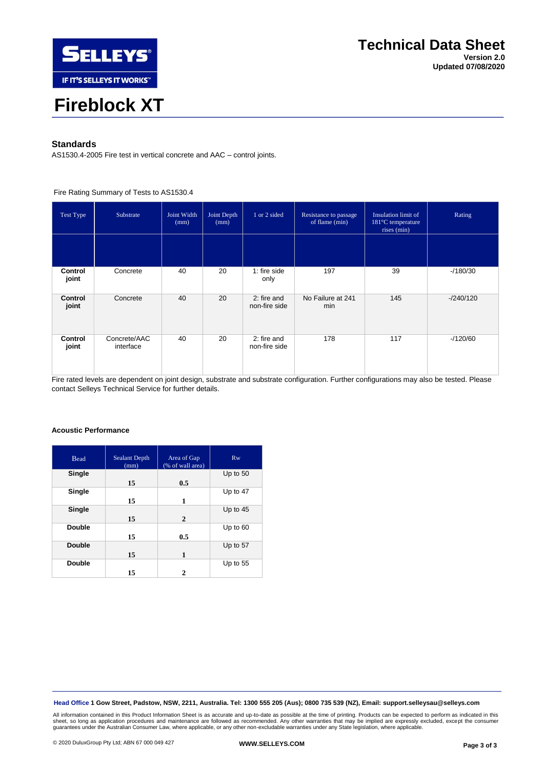# Fireblock XT

## Standards

AS1530.4-2005 Fire test in vertical concrete and AAC – control joints.

Fire Rating Summary of Tests to AS1530.4

| Test Type | Substrate | Joint Width (mm) | Joint Depth (mm) | 1 or 2 sided | Resistance to passage of flame (min) | Insulation limit of 181°C temperature rises (min) | Rating |
|---|---|---|---|---|---|---|---|
| **Control joint** | Concrete | 40 | 20 | 1: fire side only | 197 | 39 | -/180/30 |
| **Control joint** | Concrete | 40 | 20 | 2: fire and non-fire side | No Failure at 241 min | 145 | -/240/120 |
| **Control joint** | Concrete/AAC interface | 40 | 20 | 2: fire and non-fire side | 178 | 117 | -/120/60 |

Fire rated levels are dependent on joint design, substrate and substrate configuration. Further configurations may also be tested. Please contact Selleys Technical Service for further details.

**Acoustic Performance**

| Bead | Sealant Depth (mm) | Area of Gap (% of wall area) | Rw |
|---|---|---|---|
| **Single** | **15** | **0.5** | Up to 50 |
| **Single** | **15** | **1** | Up to 47 |
| **Single** | **15** | **2** | Up to 45 |
| **Double** | **15** | **0.5** | Up to 60 |
| **Double** | **15** | **1** | Up to 57 |
| **Double** | **15** | **2** | Up to 55 |

**Head Office 1 Gow Street, Padstow, NSW, 2211, Australia. Tel: 1300 555 205 (Aus); 0800 735 539 (NZ), Email: support.selleysau@selleys.com**

All information contained in this Product Information Sheet is as accurate and up-to-date as possible at the time of printing. Products can be expected to perform as indicated in this sheet, so long as application procedures and maintenance are followed as recommended. Any other warranties that may be implied are expressly excluded, except the consumer guarantees under the Australian Consumer Law, where applicable, or any other non-excludable warranties under any State legislation, where applicable.

© 2020 DuluxGroup Pty Ltd; ABN 67 000 049 427

**WWW.SELLEYS.COM**